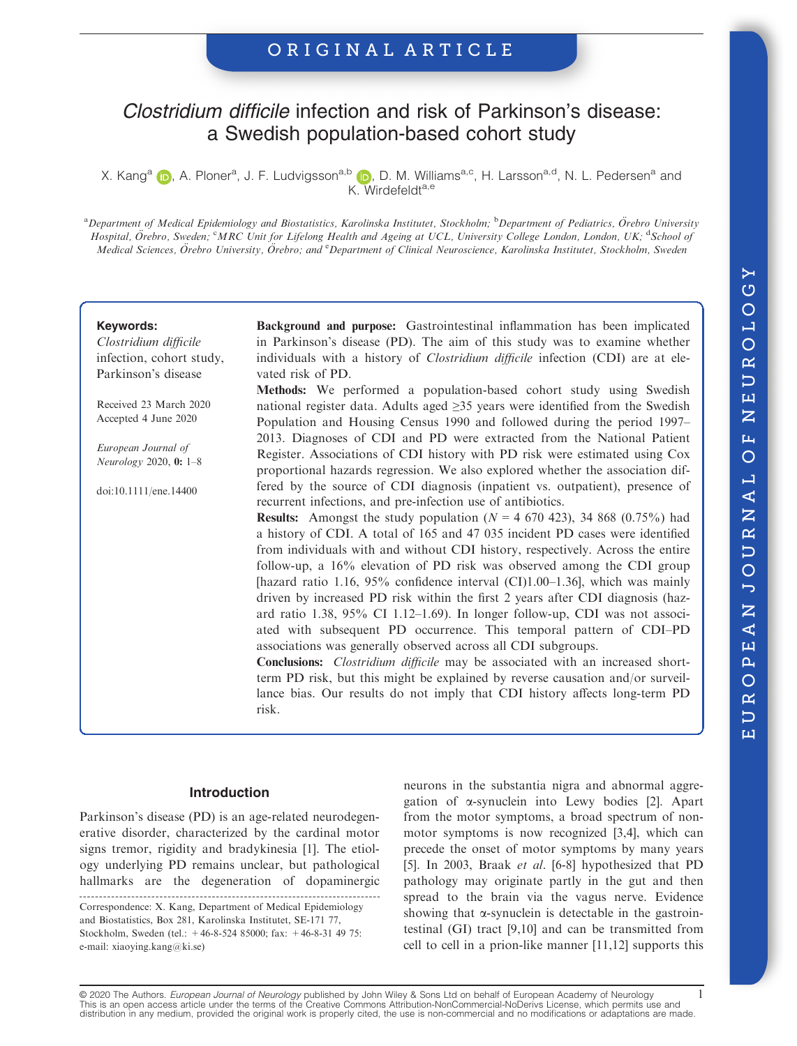ORIGINAL ARTICLE

# *Clostridium difficile* infection and risk of Parkinson's disease: a Swedish population-based cohort study

X. Kang[a], A. Ploner[a], J. F. Ludvigsson[a,b], D. M. Williams[a,c], H. Larsson[a,d], N. L. Pedersen[a] and K. Wirdefeldt[a,e]

[a]*Department of Medical Epidemiology and Biostatistics, Karolinska Institutet, Stockholm;* [b]*Department of Pediatrics, Örebro University Hospital, Örebro, Sweden;* [c]*MRC Unit for Lifelong Health and Ageing at UCL, University College London, London, UK;* [d]*School of Medical Sciences, Örebro University, Örebro; and* [e]*Department of Clinical Neuroscience, Karolinska Institutet, Stockholm, Sweden*

**Keywords:**
*Clostridium difficile* infection, cohort study, Parkinson's disease

Received 23 March 2020
Accepted 4 June 2020

*European Journal of Neurology* 2020, **0:** 1–8

doi:10.1111/ene.14400

**Background and purpose:** Gastrointestinal inflammation has been implicated in Parkinson's disease (PD). The aim of this study was to examine whether individuals with a history of *Clostridium difficile* infection (CDI) are at elevated risk of PD.

**Methods:** We performed a population-based cohort study using Swedish national register data. Adults aged ≥35 years were identified from the Swedish Population and Housing Census 1990 and followed during the period 1997–2013. Diagnoses of CDI and PD were extracted from the National Patient Register. Associations of CDI history with PD risk were estimated using Cox proportional hazards regression. We also explored whether the association differed by the source of CDI diagnosis (inpatient vs. outpatient), presence of recurrent infections, and pre-infection use of antibiotics.

**Results:** Amongst the study population ($N$ = 4 670 423), 34 868 (0.75%) had a history of CDI. A total of 165 and 47 035 incident PD cases were identified from individuals with and without CDI history, respectively. Across the entire follow-up, a 16% elevation of PD risk was observed among the CDI group [hazard ratio 1.16, 95% confidence interval (CI)1.00–1.36], which was mainly driven by increased PD risk within the first 2 years after CDI diagnosis (hazard ratio 1.38, 95% CI 1.12–1.69). In longer follow-up, CDI was not associated with subsequent PD occurrence. This temporal pattern of CDI–PD associations was generally observed across all CDI subgroups.

**Conclusions:** *Clostridium difficile* may be associated with an increased short-term PD risk, but this might be explained by reverse causation and/or surveillance bias. Our results do not imply that CDI history affects long-term PD risk.

## Introduction

Parkinson's disease (PD) is an age-related neurodegenerative disorder, characterized by the cardinal motor signs tremor, rigidity and bradykinesia [1]. The etiology underlying PD remains unclear, but pathological hallmarks are the degeneration of dopaminergic neurons in the substantia nigra and abnormal aggregation of α-synuclein into Lewy bodies [2]. Apart from the motor symptoms, a broad spectrum of non-motor symptoms is now recognized [3,4], which can precede the onset of motor symptoms by many years [5]. In 2003, Braak *et al*. [6-8] hypothesized that PD pathology may originate partly in the gut and then spread to the brain via the vagus nerve. Evidence showing that α-synuclein is detectable in the gastrointestinal (GI) tract [9,10] and can be transmitted from cell to cell in a prion-like manner [11,12] supports this

Correspondence: X. Kang, Department of Medical Epidemiology and Biostatistics, Box 281, Karolinska Institutet, SE-171 77, Stockholm, Sweden (tel.: +46-8-524 85000; fax: +46-8-31 49 75: e-mail: xiaoying.kang@ki.se)

© 2020 The Authors. *European Journal of Neurology* published by John Wiley & Sons Ltd on behalf of European Academy of Neurology
This is an open access article under the terms of the Creative Commons Attribution-NonCommercial-NoDerivs License, which permits use and distribution in any medium, provided the original work is properly cited, the use is non-commercial and no modifications or adaptations are made.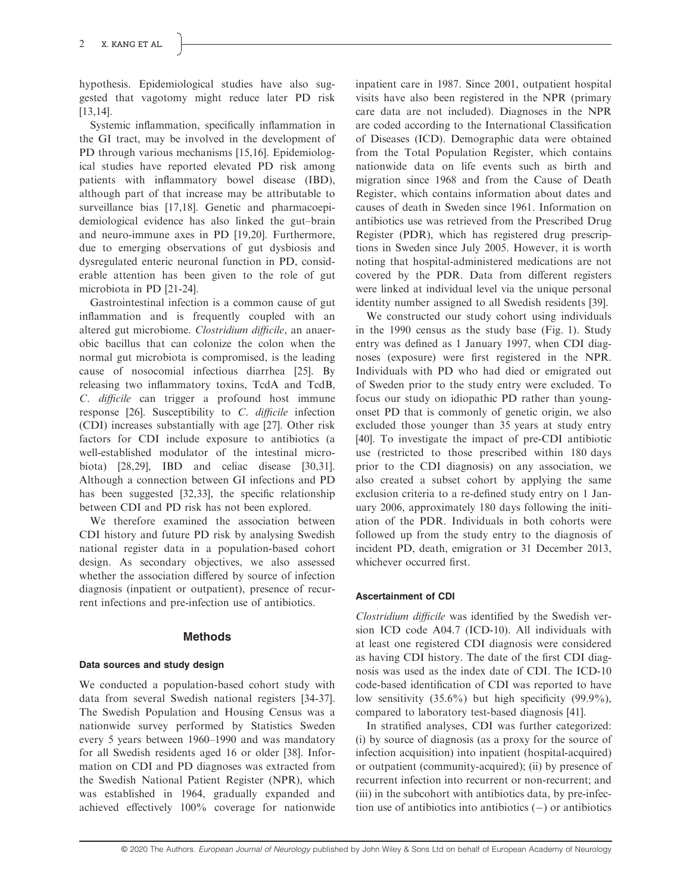hypothesis. Epidemiological studies have also suggested that vagotomy might reduce later PD risk [13,14].

Systemic inflammation, specifically inflammation in the GI tract, may be involved in the development of PD through various mechanisms [15,16]. Epidemiological studies have reported elevated PD risk among patients with inflammatory bowel disease (IBD), although part of that increase may be attributable to surveillance bias [17,18]. Genetic and pharmacoepidemiological evidence has also linked the gut–brain and neuro-immune axes in PD [19,20]. Furthermore, due to emerging observations of gut dysbiosis and dysregulated enteric neuronal function in PD, considerable attention has been given to the role of gut microbiota in PD [21-24].

Gastrointestinal infection is a common cause of gut inflammation and is frequently coupled with an altered gut microbiome. *Clostridium difficile*, an anaerobic bacillus that can colonize the colon when the normal gut microbiota is compromised, is the leading cause of nosocomial infectious diarrhea [25]. By releasing two inflammatory toxins, TcdA and TcdB, *C. difficile* can trigger a profound host immune response [26]. Susceptibility to *C. difficile* infection (CDI) increases substantially with age [27]. Other risk factors for CDI include exposure to antibiotics (a well-established modulator of the intestinal microbiota) [28,29], IBD and celiac disease [30,31]. Although a connection between GI infections and PD has been suggested [32,33], the specific relationship between CDI and PD risk has not been explored.

We therefore examined the association between CDI history and future PD risk by analysing Swedish national register data in a population-based cohort design. As secondary objectives, we also assessed whether the association differed by source of infection diagnosis (inpatient or outpatient), presence of recurrent infections and pre-infection use of antibiotics.

## Methods

### Data sources and study design

We conducted a population-based cohort study with data from several Swedish national registers [34-37]. The Swedish Population and Housing Census was a nationwide survey performed by Statistics Sweden every 5 years between 1960–1990 and was mandatory for all Swedish residents aged 16 or older [38]. Information on CDI and PD diagnoses was extracted from the Swedish National Patient Register (NPR), which was established in 1964, gradually expanded and achieved effectively 100% coverage for nationwide inpatient care in 1987. Since 2001, outpatient hospital visits have also been registered in the NPR (primary care data are not included). Diagnoses in the NPR are coded according to the International Classification of Diseases (ICD). Demographic data were obtained from the Total Population Register, which contains nationwide data on life events such as birth and migration since 1968 and from the Cause of Death Register, which contains information about dates and causes of death in Sweden since 1961. Information on antibiotics use was retrieved from the Prescribed Drug Register (PDR), which has registered drug prescriptions in Sweden since July 2005. However, it is worth noting that hospital-administered medications are not covered by the PDR. Data from different registers were linked at individual level via the unique personal identity number assigned to all Swedish residents [39].

We constructed our study cohort using individuals in the 1990 census as the study base (Fig. 1). Study entry was defined as 1 January 1997, when CDI diagnoses (exposure) were first registered in the NPR. Individuals with PD who had died or emigrated out of Sweden prior to the study entry were excluded. To focus our study on idiopathic PD rather than young-onset PD that is commonly of genetic origin, we also excluded those younger than 35 years at study entry [40]. To investigate the impact of pre-CDI antibiotic use (restricted to those prescribed within 180 days prior to the CDI diagnosis) on any association, we also created a subset cohort by applying the same exclusion criteria to a re-defined study entry on 1 January 2006, approximately 180 days following the initiation of the PDR. Individuals in both cohorts were followed up from the study entry to the diagnosis of incident PD, death, emigration or 31 December 2013, whichever occurred first.

### Ascertainment of CDI

*Clostridium difficile* was identified by the Swedish version ICD code A04.7 (ICD-10). All individuals with at least one registered CDI diagnosis were considered as having CDI history. The date of the first CDI diagnosis was used as the index date of CDI. The ICD-10 code-based identification of CDI was reported to have low sensitivity (35.6%) but high specificity (99.9%), compared to laboratory test-based diagnosis [41].

In stratified analyses, CDI was further categorized: (i) by source of diagnosis (as a proxy for the source of infection acquisition) into inpatient (hospital-acquired) or outpatient (community-acquired); (ii) by presence of recurrent infection into recurrent or non-recurrent; and (iii) in the subcohort with antibiotics data, by pre-infection use of antibiotics into antibiotics (−) or antibiotics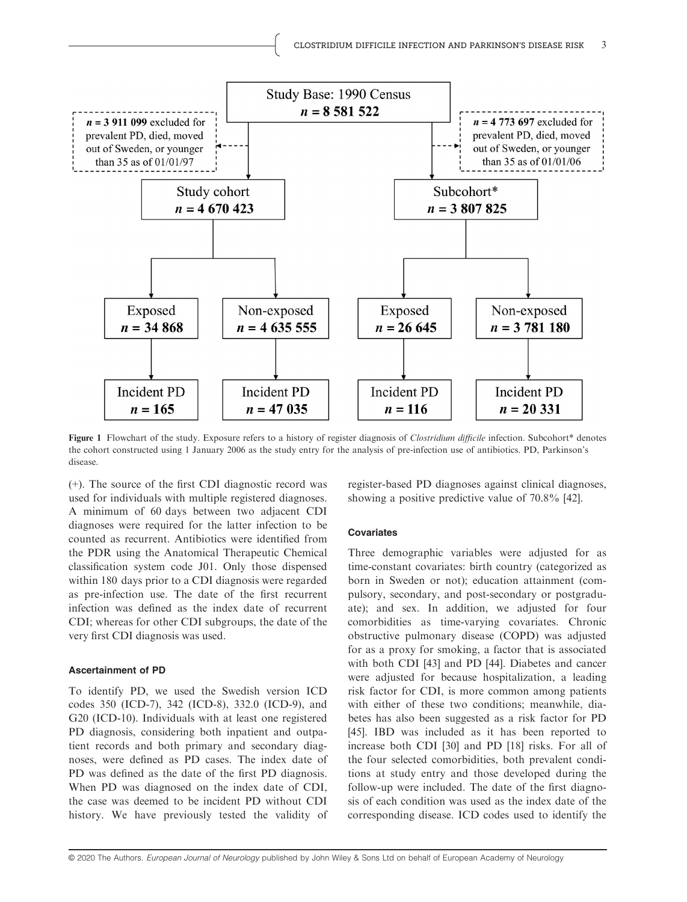Study Base: 1990 Census
$n$ = 8 581 522

$n$ = 3 911 099 excluded for prevalent PD, died, moved out of Sweden, or younger than 35 as of 01/01/97

$n$ = 4 773 697 excluded for prevalent PD, died, moved out of Sweden, or younger than 35 as of 01/01/06

Study cohort
$n$ = 4 670 423

Subcohort*
$n$ = 3 807 825

Exposed
$n$ = 34 868

Non-exposed
$n$ = 4 635 555

Exposed
$n$ = 26 645

Non-exposed
$n$ = 3 781 180

Incident PD
$n$ = 165

Incident PD
$n$ = 47 035

Incident PD
$n$ = 116

Incident PD
$n$ = 20 331

**Figure 1** Flowchart of the study. Exposure refers to a history of register diagnosis of *Clostridium difficile* infection. Subcohort* denotes the cohort constructed using 1 January 2006 as the study entry for the analysis of pre-infection use of antibiotics. PD, Parkinson's disease.

(+). The source of the first CDI diagnostic record was used for individuals with multiple registered diagnoses. A minimum of 60 days between two adjacent CDI diagnoses were required for the latter infection to be counted as recurrent. Antibiotics were identified from the PDR using the Anatomical Therapeutic Chemical classification system code J01. Only those dispensed within 180 days prior to a CDI diagnosis were regarded as pre-infection use. The date of the first recurrent infection was defined as the index date of recurrent CDI; whereas for other CDI subgroups, the date of the very first CDI diagnosis was used.

#### Ascertainment of PD

To identify PD, we used the Swedish version ICD codes 350 (ICD-7), 342 (ICD-8), 332.0 (ICD-9), and G20 (ICD-10). Individuals with at least one registered PD diagnosis, considering both inpatient and outpatient records and both primary and secondary diagnoses, were defined as PD cases. The index date of PD was defined as the date of the first PD diagnosis. When PD was diagnosed on the index date of CDI, the case was deemed to be incident PD without CDI history. We have previously tested the validity of register-based PD diagnoses against clinical diagnoses, showing a positive predictive value of 70.8% [42].

#### Covariates

Three demographic variables were adjusted for as time-constant covariates: birth country (categorized as born in Sweden or not); education attainment (compulsory, secondary, and post-secondary or postgraduate); and sex. In addition, we adjusted for four comorbidities as time-varying covariates. Chronic obstructive pulmonary disease (COPD) was adjusted for as a proxy for smoking, a factor that is associated with both CDI [43] and PD [44]. Diabetes and cancer were adjusted for because hospitalization, a leading risk factor for CDI, is more common among patients with either of these two conditions; meanwhile, diabetes has also been suggested as a risk factor for PD [45]. IBD was included as it has been reported to increase both CDI [30] and PD [18] risks. For all of the four selected comorbidities, both prevalent conditions at study entry and those developed during the follow-up were included. The date of the first diagnosis of each condition was used as the index date of the corresponding disease. ICD codes used to identify the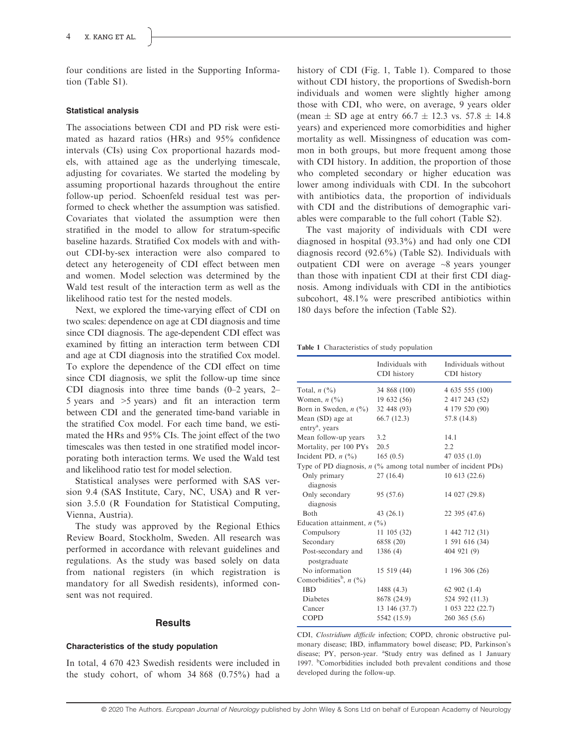four conditions are listed in the Supporting Information (Table S1).

#### Statistical analysis

The associations between CDI and PD risk were estimated as hazard ratios (HRs) and 95% confidence intervals (CIs) using Cox proportional hazards models, with attained age as the underlying timescale, adjusting for covariates. We started the modeling by assuming proportional hazards throughout the entire follow-up period. Schoenfeld residual test was performed to check whether the assumption was satisfied. Covariates that violated the assumption were then stratified in the model to allow for stratum-specific baseline hazards. Stratified Cox models with and without CDI-by-sex interaction were also compared to detect any heterogeneity of CDI effect between men and women. Model selection was determined by the Wald test result of the interaction term as well as the likelihood ratio test for the nested models.

Next, we explored the time-varying effect of CDI on two scales: dependence on age at CDI diagnosis and time since CDI diagnosis. The age-dependent CDI effect was examined by fitting an interaction term between CDI and age at CDI diagnosis into the stratified Cox model. To explore the dependence of the CDI effect on time since CDI diagnosis, we split the follow-up time since CDI diagnosis into three time bands (0–2 years, 2–5 years and >5 years) and fit an interaction term between CDI and the generated time-band variable in the stratified Cox model. For each time band, we estimated the HRs and 95% CIs. The joint effect of the two timescales was then tested in one stratified model incorporating both interaction terms. We used the Wald test and likelihood ratio test for model selection.

Statistical analyses were performed with SAS version 9.4 (SAS Institute, Cary, NC, USA) and R version 3.5.0 (R Foundation for Statistical Computing, Vienna, Austria).

The study was approved by the Regional Ethics Review Board, Stockholm, Sweden. All research was performed in accordance with relevant guidelines and regulations. As the study was based solely on data from national registers (in which registration is mandatory for all Swedish residents), informed consent was not required.

## Results

#### Characteristics of the study population

In total, 4 670 423 Swedish residents were included in the study cohort, of whom 34 868 (0.75%) had a history of CDI (Fig. 1, Table 1). Compared to those without CDI history, the proportions of Swedish-born individuals and women were slightly higher among those with CDI, who were, on average, 9 years older (mean ± SD age at entry 66.7 ± 12.3 vs. 57.8 ± 14.8 years) and experienced more comorbidities and higher mortality as well. Missingness of education was common in both groups, but more frequent among those with CDI history. In addition, the proportion of those who completed secondary or higher education was lower among individuals with CDI. In the subcohort with antibiotics data, the proportion of individuals with CDI and the distributions of demographic variables were comparable to the full cohort (Table S2).

The vast majority of individuals with CDI were diagnosed in hospital (93.3%) and had only one CDI diagnosis record (92.6%) (Table S2). Individuals with outpatient CDI were on average ~8 years younger than those with inpatient CDI at their first CDI diagnosis. Among individuals with CDI in the antibiotics subcohort, 48.1% were prescribed antibiotics within 180 days before the infection (Table S2).

**Table 1** Characteristics of study population

| | Individuals with CDI history | Individuals without CDI history |
|---|---|---|
| Total, *n* (%) | 34 868 (100) | 4 635 555 (100) |
| Women, *n* (%) | 19 632 (56) | 2 417 243 (52) |
| Born in Sweden, *n* (%) | 32 448 (93) | 4 179 520 (90) |
| Mean (SD) age at entry[a], years | 66.7 (12.3) | 57.8 (14.8) |
| Mean follow-up years | 3.2 | 14.1 |
| Mortality, per 100 PYs | 20.5 | 2.2 |
| Incident PD, *n* (%) | 165 (0.5) | 47 035 (1.0) |
| Type of PD diagnosis, *n* (% among total number of incident PDs) | | |
| Only primary diagnosis | 27 (16.4) | 10 613 (22.6) |
| Only secondary diagnosis | 95 (57.6) | 14 027 (29.8) |
| Both | 43 (26.1) | 22 395 (47.6) |
| Education attainment, *n* (%) | | |
| Compulsory | 11 105 (32) | 1 442 712 (31) |
| Secondary | 6858 (20) | 1 591 616 (34) |
| Post-secondary and postgraduate | 1386 (4) | 404 921 (9) |
| No information | 15 519 (44) | 1 196 306 (26) |
| Comorbidities[b], *n* (%) | | |
| IBD | 1488 (4.3) | 62 902 (1.4) |
| Diabetes | 8678 (24.9) | 524 592 (11.3) |
| Cancer | 13 146 (37.7) | 1 053 222 (22.7) |
| COPD | 5542 (15.9) | 260 365 (5.6) |

CDI, *Clostridium difficile* infection; COPD, chronic obstructive pulmonary disease; IBD, inflammatory bowel disease; PD, Parkinson's disease; PY, person-year. [a]Study entry was defined as 1 January 1997. [b]Comorbidities included both prevalent conditions and those developed during the follow-up.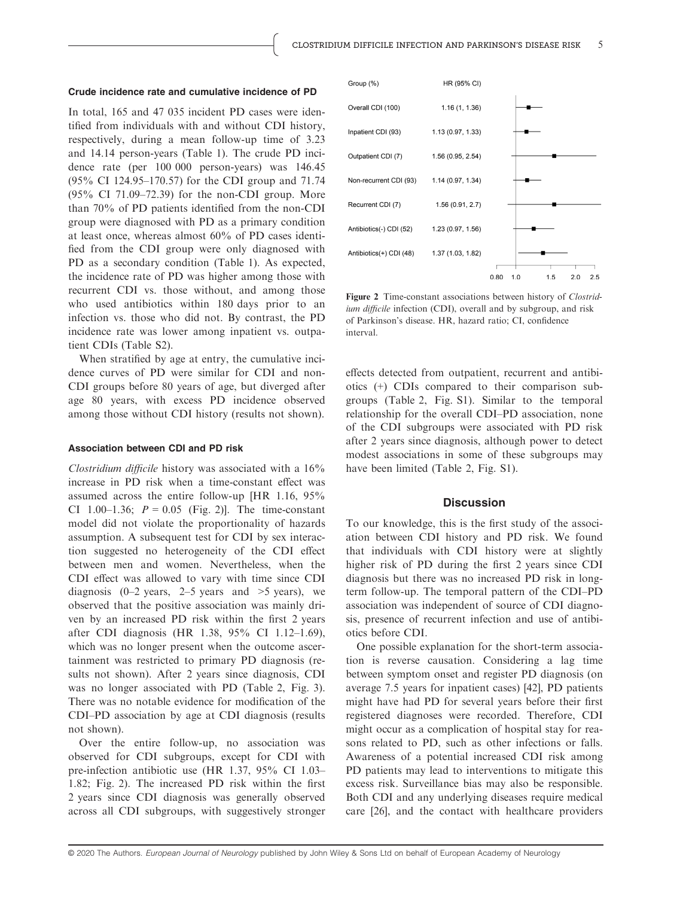### Crude incidence rate and cumulative incidence of PD

In total, 165 and 47 035 incident PD cases were identified from individuals with and without CDI history, respectively, during a mean follow-up time of 3.23 and 14.14 person-years (Table 1). The crude PD incidence rate (per 100 000 person-years) was 146.45 (95% CI 124.95–170.57) for the CDI group and 71.74 (95% CI 71.09–72.39) for the non-CDI group. More than 70% of PD patients identified from the non-CDI group were diagnosed with PD as a primary condition at least once, whereas almost 60% of PD cases identified from the CDI group were only diagnosed with PD as a secondary condition (Table 1). As expected, the incidence rate of PD was higher among those with recurrent CDI vs. those without, and among those who used antibiotics within 180 days prior to an infection vs. those who did not. By contrast, the PD incidence rate was lower among inpatient vs. outpatient CDIs (Table S2).

When stratified by age at entry, the cumulative incidence curves of PD were similar for CDI and non-CDI groups before 80 years of age, but diverged after age 80 years, with excess PD incidence observed among those without CDI history (results not shown).

### Association between CDI and PD risk

*Clostridium difficile* history was associated with a 16% increase in PD risk when a time-constant effect was assumed across the entire follow-up [HR 1.16, 95% CI 1.00–1.36; $P = 0.05$ (Fig. 2)]. The time-constant model did not violate the proportionality of hazards assumption. A subsequent test for CDI by sex interaction suggested no heterogeneity of the CDI effect between men and women. Nevertheless, when the CDI effect was allowed to vary with time since CDI diagnosis (0–2 years, 2–5 years and >5 years), we observed that the positive association was mainly driven by an increased PD risk within the first 2 years after CDI diagnosis (HR 1.38, 95% CI 1.12–1.69), which was no longer present when the outcome ascertainment was restricted to primary PD diagnosis (results not shown). After 2 years since diagnosis, CDI was no longer associated with PD (Table 2, Fig. 3). There was no notable evidence for modification of the CDI–PD association by age at CDI diagnosis (results not shown).

Over the entire follow-up, no association was observed for CDI subgroups, except for CDI with pre-infection antibiotic use (HR 1.37, 95% CI 1.03–1.82; Fig. 2). The increased PD risk within the first 2 years since CDI diagnosis was generally observed across all CDI subgroups, with suggestively stronger

| Group (%) | HR (95% CI) |
|---|---|
| Overall CDI (100) | 1.16 (1, 1.36) |
| Inpatient CDI (93) | 1.13 (0.97, 1.33) |
| Outpatient CDI (7) | 1.56 (0.95, 2.54) |
| Non-recurrent CDI (93) | 1.14 (0.97, 1.34) |
| Recurrent CDI (7) | 1.56 (0.91, 2.7) |
| Antibiotics(-) CDI (52) | 1.23 (0.97, 1.56) |
| Antibiotics(+) CDI (48) | 1.37 (1.03, 1.82) |

**Figure 2** Time-constant associations between history of *Clostridium difficile* infection (CDI), overall and by subgroup, and risk of Parkinson's disease. HR, hazard ratio; CI, confidence interval.

effects detected from outpatient, recurrent and antibiotics (+) CDIs compared to their comparison subgroups (Table 2, Fig. S1). Similar to the temporal relationship for the overall CDI–PD association, none of the CDI subgroups were associated with PD risk after 2 years since diagnosis, although power to detect modest associations in some of these subgroups may have been limited (Table 2, Fig. S1).

## Discussion

To our knowledge, this is the first study of the association between CDI history and PD risk. We found that individuals with CDI history were at slightly higher risk of PD during the first 2 years since CDI diagnosis but there was no increased PD risk in long-term follow-up. The temporal pattern of the CDI–PD association was independent of source of CDI diagnosis, presence of recurrent infection and use of antibiotics before CDI.

One possible explanation for the short-term association is reverse causation. Considering a lag time between symptom onset and register PD diagnosis (on average 7.5 years for inpatient cases) [42], PD patients might have had PD for several years before their first registered diagnoses were recorded. Therefore, CDI might occur as a complication of hospital stay for reasons related to PD, such as other infections or falls. Awareness of a potential increased CDI risk among PD patients may lead to interventions to mitigate this excess risk. Surveillance bias may also be responsible. Both CDI and any underlying diseases require medical care [26], and the contact with healthcare providers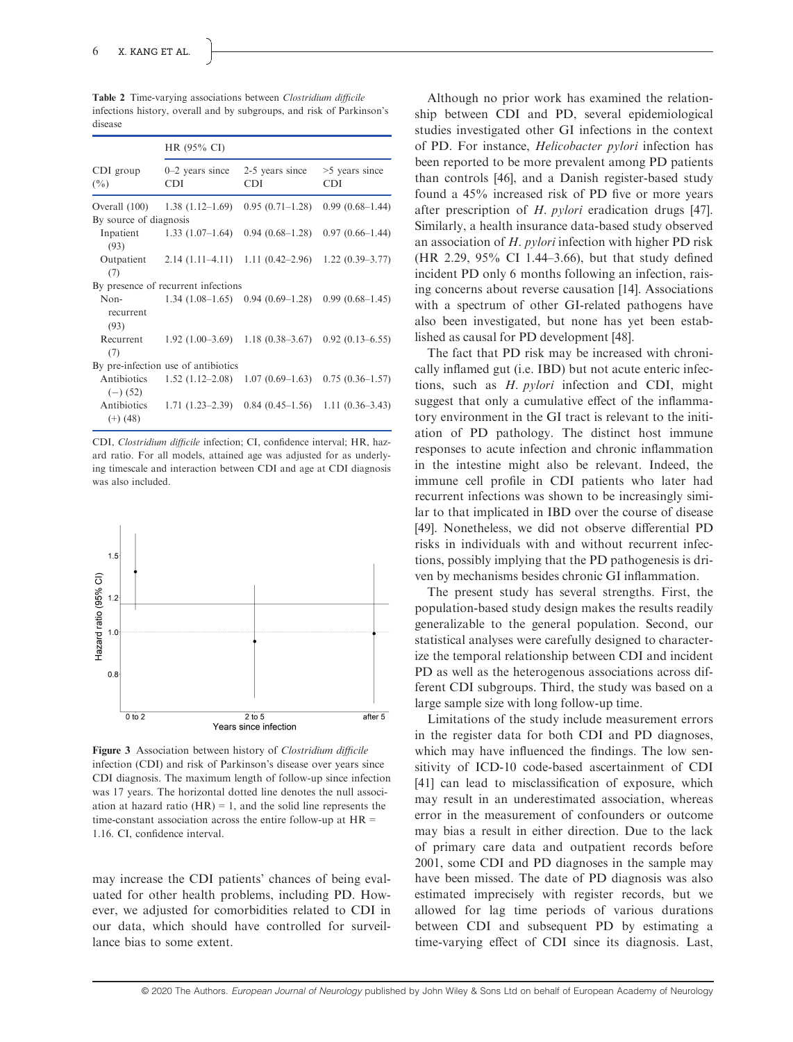**Table 2** Time-varying associations between *Clostridium difficile* infections history, overall and by subgroups, and risk of Parkinson's disease

| CDI group (%) | HR (95% CI) | | |
|---|---|---|---|
| | 0–2 years since CDI | 2-5 years since CDI | >5 years since CDI |
| Overall (100) | 1.38 (1.12–1.69) | 0.95 (0.71–1.28) | 0.99 (0.68–1.44) |
| By source of diagnosis | | | |
| Inpatient (93) | 1.33 (1.07–1.64) | 0.94 (0.68–1.28) | 0.97 (0.66–1.44) |
| Outpatient (7) | 2.14 (1.11–4.11) | 1.11 (0.42–2.96) | 1.22 (0.39–3.77) |
| By presence of recurrent infections | | | |
| Non-recurrent (93) | 1.34 (1.08–1.65) | 0.94 (0.69–1.28) | 0.99 (0.68–1.45) |
| Recurrent (7) | 1.92 (1.00–3.69) | 1.18 (0.38–3.67) | 0.92 (0.13–6.55) |
| By pre-infection use of antibiotics | | | |
| Antibiotics (–) (52) | 1.52 (1.12–2.08) | 1.07 (0.69–1.63) | 0.75 (0.36–1.57) |
| Antibiotics (+) (48) | 1.71 (1.23–2.39) | 0.84 (0.45–1.56) | 1.11 (0.36–3.43) |

CDI, *Clostridium difficile* infection; CI, confidence interval; HR, hazard ratio. For all models, attained age was adjusted for as underlying timescale and interaction between CDI and age at CDI diagnosis was also included.

**Figure 3** Association between history of *Clostridium difficile* infection (CDI) and risk of Parkinson's disease over years since CDI diagnosis. The maximum length of follow-up since infection was 17 years. The horizontal dotted line denotes the null association at hazard ratio (HR) = 1, and the solid line represents the time-constant association across the entire follow-up at HR = 1.16. CI, confidence interval.

may increase the CDI patients' chances of being evaluated for other health problems, including PD. However, we adjusted for comorbidities related to CDI in our data, which should have controlled for surveillance bias to some extent.

Although no prior work has examined the relationship between CDI and PD, several epidemiological studies investigated other GI infections in the context of PD. For instance, *Helicobacter pylori* infection has been reported to be more prevalent among PD patients than controls [46], and a Danish register-based study found a 45% increased risk of PD five or more years after prescription of *H. pylori* eradication drugs [47]. Similarly, a health insurance data-based study observed an association of *H. pylori* infection with higher PD risk (HR 2.29, 95% CI 1.44–3.66), but that study defined incident PD only 6 months following an infection, raising concerns about reverse causation [14]. Associations with a spectrum of other GI-related pathogens have also been investigated, but none has yet been established as causal for PD development [48].

The fact that PD risk may be increased with chronically inflamed gut (i.e. IBD) but not acute enteric infections, such as *H. pylori* infection and CDI, might suggest that only a cumulative effect of the inflammatory environment in the GI tract is relevant to the initiation of PD pathology. The distinct host immune responses to acute infection and chronic inflammation in the intestine might also be relevant. Indeed, the immune cell profile in CDI patients who later had recurrent infections was shown to be increasingly similar to that implicated in IBD over the course of disease [49]. Nonetheless, we did not observe differential PD risks in individuals with and without recurrent infections, possibly implying that the PD pathogenesis is driven by mechanisms besides chronic GI inflammation.

The present study has several strengths. First, the population-based study design makes the results readily generalizable to the general population. Second, our statistical analyses were carefully designed to characterize the temporal relationship between CDI and incident PD as well as the heterogenous associations across different CDI subgroups. Third, the study was based on a large sample size with long follow-up time.

Limitations of the study include measurement errors in the register data for both CDI and PD diagnoses, which may have influenced the findings. The low sensitivity of ICD-10 code-based ascertainment of CDI [41] can lead to misclassification of exposure, which may result in an underestimated association, whereas error in the measurement of confounders or outcome may bias a result in either direction. Due to the lack of primary care data and outpatient records before 2001, some CDI and PD diagnoses in the sample may have been missed. The date of PD diagnosis was also estimated imprecisely with register records, but we allowed for lag time periods of various durations between CDI and subsequent PD by estimating a time-varying effect of CDI since its diagnosis. Last,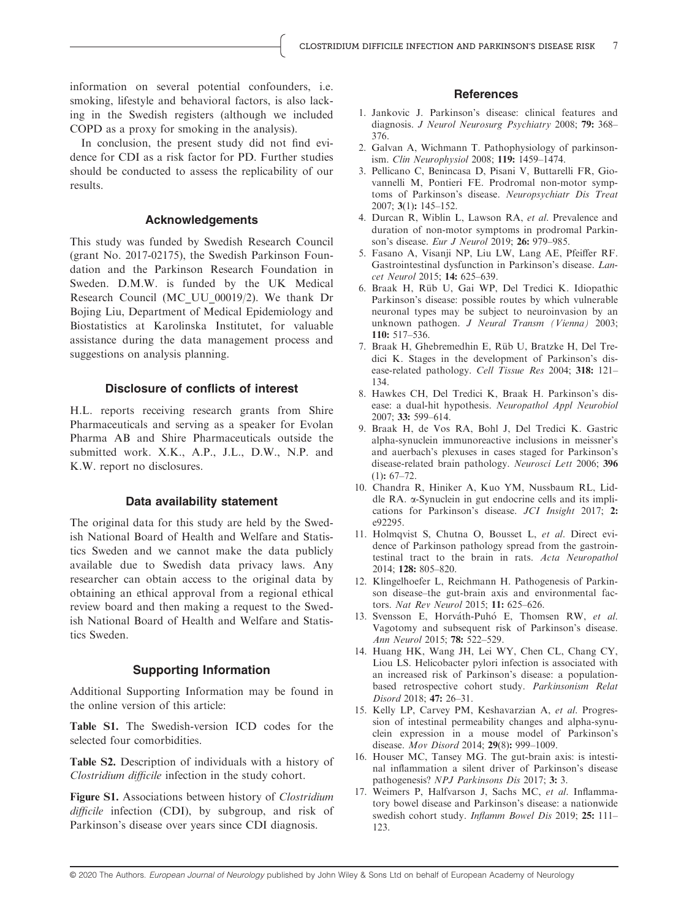information on several potential confounders, i.e. smoking, lifestyle and behavioral factors, is also lacking in the Swedish registers (although we included COPD as a proxy for smoking in the analysis).

In conclusion, the present study did not find evidence for CDI as a risk factor for PD. Further studies should be conducted to assess the replicability of our results.

## Acknowledgements

This study was funded by Swedish Research Council (grant No. 2017-02175), the Swedish Parkinson Foundation and the Parkinson Research Foundation in Sweden. D.M.W. is funded by the UK Medical Research Council (MC_UU_00019/2). We thank Dr Bojing Liu, Department of Medical Epidemiology and Biostatistics at Karolinska Institutet, for valuable assistance during the data management process and suggestions on analysis planning.

## Disclosure of conflicts of interest

H.L. reports receiving research grants from Shire Pharmaceuticals and serving as a speaker for Evolan Pharma AB and Shire Pharmaceuticals outside the submitted work. X.K., A.P., J.L., D.W., N.P. and K.W. report no disclosures.

## Data availability statement

The original data for this study are held by the Swedish National Board of Health and Welfare and Statistics Sweden and we cannot make the data publicly available due to Swedish data privacy laws. Any researcher can obtain access to the original data by obtaining an ethical approval from a regional ethical review board and then making a request to the Swedish National Board of Health and Welfare and Statistics Sweden.

## Supporting Information

Additional Supporting Information may be found in the online version of this article:

**Table S1.** The Swedish-version ICD codes for the selected four comorbidities.

**Table S2.** Description of individuals with a history of *Clostridium difficile* infection in the study cohort.

**Figure S1.** Associations between history of *Clostridium difficile* infection (CDI), by subgroup, and risk of Parkinson's disease over years since CDI diagnosis.

## References

1. Jankovic J. Parkinson's disease: clinical features and diagnosis. *J Neurol Neurosurg Psychiatry* 2008; **79:** 368–376.
2. Galvan A, Wichmann T. Pathophysiology of parkinsonism. *Clin Neurophysiol* 2008; **119:** 1459–1474.
3. Pellicano C, Benincasa D, Pisani V, Buttarelli FR, Giovannelli M, Pontieri FE. Prodromal non-motor symptoms of Parkinson's disease. *Neuropsychiatr Dis Treat* 2007; **3**(1)**:** 145–152.
4. Durcan R, Wiblin L, Lawson RA, *et al*. Prevalence and duration of non-motor symptoms in prodromal Parkinson's disease. *Eur J Neurol* 2019; **26:** 979–985.
5. Fasano A, Visanji NP, Liu LW, Lang AE, Pfeiffer RF. Gastrointestinal dysfunction in Parkinson's disease. *Lancet Neurol* 2015; **14:** 625–639.
6. Braak H, Rüb U, Gai WP, Del Tredici K. Idiopathic Parkinson's disease: possible routes by which vulnerable neuronal types may be subject to neuroinvasion by an unknown pathogen. *J Neural Transm (Vienna)* 2003; **110:** 517–536.
7. Braak H, Ghebremedhin E, Rüb U, Bratzke H, Del Tredici K. Stages in the development of Parkinson's disease-related pathology. *Cell Tissue Res* 2004; **318:** 121–134.
8. Hawkes CH, Del Tredici K, Braak H. Parkinson's disease: a dual-hit hypothesis. *Neuropathol Appl Neurobiol* 2007; **33:** 599–614.
9. Braak H, de Vos RA, Bohl J, Del Tredici K. Gastric alpha-synuclein immunoreactive inclusions in meissner's and auerbach's plexuses in cases staged for Parkinson's disease-related brain pathology. *Neurosci Lett* 2006; **396** (1)**:** 67–72.
10. Chandra R, Hiniker A, Kuo YM, Nussbaum RL, Liddle RA. α-Synuclein in gut endocrine cells and its implications for Parkinson's disease. *JCI Insight* 2017; **2:** e92295.
11. Holmqvist S, Chutna O, Bousset L, *et al*. Direct evidence of Parkinson pathology spread from the gastrointestinal tract to the brain in rats. *Acta Neuropathol* 2014; **128:** 805–820.
12. Klingelhoefer L, Reichmann H. Pathogenesis of Parkinson disease–the gut-brain axis and environmental factors. *Nat Rev Neurol* 2015; **11:** 625–626.
13. Svensson E, Horváth-Puhó E, Thomsen RW, *et al*. Vagotomy and subsequent risk of Parkinson's disease. *Ann Neurol* 2015; **78:** 522–529.
14. Huang HK, Wang JH, Lei WY, Chen CL, Chang CY, Liou LS. Helicobacter pylori infection is associated with an increased risk of Parkinson's disease: a population-based retrospective cohort study. *Parkinsonism Relat Disord* 2018; **47:** 26–31.
15. Kelly LP, Carvey PM, Keshavarzian A, *et al*. Progression of intestinal permeability changes and alpha-synuclein expression in a mouse model of Parkinson's disease. *Mov Disord* 2014; **29**(8)**:** 999–1009.
16. Houser MC, Tansey MG. The gut-brain axis: is intestinal inflammation a silent driver of Parkinson's disease pathogenesis? *NPJ Parkinsons Dis* 2017; **3:** 3.
17. Weimers P, Halfvarson J, Sachs MC, *et al*. Inflammatory bowel disease and Parkinson's disease: a nationwide swedish cohort study. *Inflamm Bowel Dis* 2019; **25:** 111–123.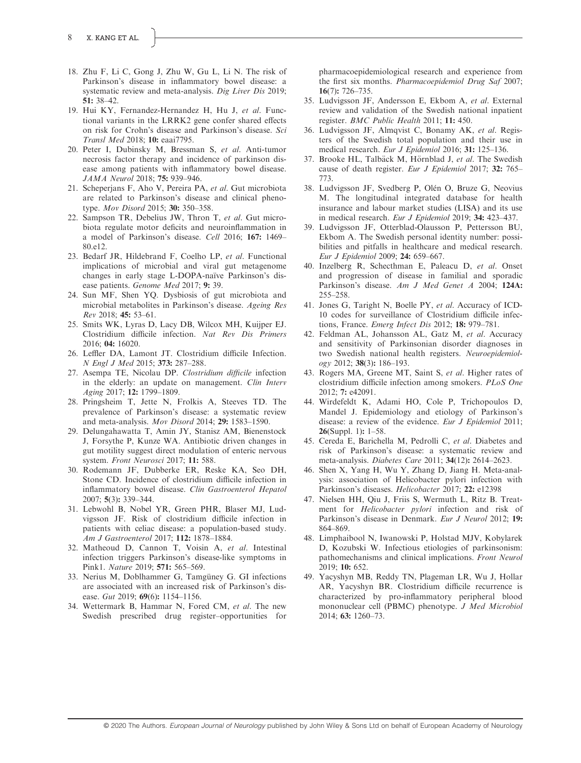18. Zhu F, Li C, Gong J, Zhu W, Gu L, Li N. The risk of Parkinson's disease in inflammatory bowel disease: a systematic review and meta-analysis. *Dig Liver Dis* 2019; **51:** 38–42.
19. Hui KY, Fernandez-Hernandez H, Hu J, *et al*. Functional variants in the LRRK2 gene confer shared effects on risk for Crohn's disease and Parkinson's disease. *Sci Transl Med* 2018; **10:** eaai7795.
20. Peter I, Dubinsky M, Bressman S, *et al*. Anti-tumor necrosis factor therapy and incidence of parkinson disease among patients with inflammatory bowel disease. *JAMA Neurol* 2018; **75:** 939–946.
21. Scheperjans F, Aho V, Pereira PA, *et al*. Gut microbiota are related to Parkinson's disease and clinical phenotype. *Mov Disord* 2015; **30:** 350–358.
22. Sampson TR, Debelius JW, Thron T, *et al*. Gut microbiota regulate motor deficits and neuroinflammation in a model of Parkinson's disease. *Cell* 2016; **167:** 1469–80.e12.
23. Bedarf JR, Hildebrand F, Coelho LP, *et al*. Functional implications of microbial and viral gut metagenome changes in early stage L-DOPA-naïve Parkinson's disease patients. *Genome Med* 2017; **9:** 39.
24. Sun MF, Shen YQ. Dysbiosis of gut microbiota and microbial metabolites in Parkinson's disease. *Ageing Res Rev* 2018; **45:** 53–61.
25. Smits WK, Lyras D, Lacy DB, Wilcox MH, Kuijper EJ. Clostridium difficile infection. *Nat Rev Dis Primers* 2016; **04:** 16020.
26. Leffler DA, Lamont JT. Clostridium difficile Infection. *N Engl J Med* 2015; **373:** 287–288.
27. Asempa TE, Nicolau DP. *Clostridium difficile* infection in the elderly: an update on management. *Clin Interv Aging* 2017; **12:** 1799–1809.
28. Pringsheim T, Jette N, Frolkis A, Steeves TD. The prevalence of Parkinson's disease: a systematic review and meta-analysis. *Mov Disord* 2014; **29:** 1583–1590.
29. Delungahawatta T, Amin JY, Stanisz AM, Bienenstock J, Forsythe P, Kunze WA. Antibiotic driven changes in gut motility suggest direct modulation of enteric nervous system. *Front Neurosci* 2017; **11:** 588.
30. Rodemann JF, Dubberke ER, Reske KA, Seo DH, Stone CD. Incidence of clostridium difficile infection in inflammatory bowel disease. *Clin Gastroenterol Hepatol* 2007; **5**(3)**:** 339–344.
31. Lebwohl B, Nobel YR, Green PHR, Blaser MJ, Ludvigsson JF. Risk of clostridium difficile infection in patients with celiac disease: a population-based study. *Am J Gastroenterol* 2017; **112:** 1878–1884.
32. Matheoud D, Cannon T, Voisin A, *et al*. Intestinal infection triggers Parkinson's disease-like symptoms in Pink1. *Nature* 2019; **571:** 565–569.
33. Nerius M, Doblhammer G, Tamgüney G. GI infections are associated with an increased risk of Parkinson's disease. *Gut* 2019; **69**(6)**:** 1154–1156.
34. Wettermark B, Hammar N, Fored CM, *et al*. The new Swedish prescribed drug register–opportunities for pharmacoepidemiological research and experience from the first six months. *Pharmacoepidemiol Drug Saf* 2007; **16**(7)**:** 726–735.
35. Ludvigsson JF, Andersson E, Ekbom A, *et al*. External review and validation of the Swedish national inpatient register. *BMC Public Health* 2011; **11:** 450.
36. Ludvigsson JF, Almqvist C, Bonamy AK, *et al*. Registers of the Swedish total population and their use in medical research. *Eur J Epidemiol* 2016; **31:** 125–136.
37. Brooke HL, Talbäck M, Hörnblad J, *et al*. The Swedish cause of death register. *Eur J Epidemiol* 2017; **32:** 765–773.
38. Ludvigsson JF, Svedberg P, Olén O, Bruze G, Neovius M. The longitudinal integrated database for health insurance and labour market studies (LISA) and its use in medical research. *Eur J Epidemiol* 2019; **34:** 423–437.
39. Ludvigsson JF, Otterblad-Olausson P, Pettersson BU, Ekbom A. The Swedish personal identity number: possibilities and pitfalls in healthcare and medical research. *Eur J Epidemiol* 2009; **24:** 659–667.
40. Inzelberg R, Schecthman E, Paleacu D, *et al*. Onset and progression of disease in familial and sporadic Parkinson's disease. *Am J Med Genet A* 2004; **124A:** 255–258.
41. Jones G, Taright N, Boelle PY, *et al*. Accuracy of ICD-10 codes for surveillance of Clostridium difficile infections, France. *Emerg Infect Dis* 2012; **18:** 979–781.
42. Feldman AL, Johansson AL, Gatz M, *et al*. Accuracy and sensitivity of Parkinsonian disorder diagnoses in two Swedish national health registers. *Neuroepidemiology* 2012; **38**(3)**:** 186–193.
43. Rogers MA, Greene MT, Saint S, *et al*. Higher rates of clostridium difficile infection among smokers. *PLoS One* 2012; **7:** e42091.
44. Wirdefeldt K, Adami HO, Cole P, Trichopoulos D, Mandel J. Epidemiology and etiology of Parkinson's disease: a review of the evidence. *Eur J Epidemiol* 2011; **26**(Suppl. 1)**:** 1–58.
45. Cereda E, Barichella M, Pedrolli C, *et al*. Diabetes and risk of Parkinson's disease: a systematic review and meta-analysis. *Diabetes Care* 2011; **34**(12)**:** 2614–2623.
46. Shen X, Yang H, Wu Y, Zhang D, Jiang H. Meta-analysis: association of Helicobacter pylori infection with Parkinson's diseases. *Helicobacter* 2017; **22:** e12398
47. Nielsen HH, Qiu J, Friis S, Wermuth L, Ritz B. Treatment for *Helicobacter pylori* infection and risk of Parkinson's disease in Denmark. *Eur J Neurol* 2012; **19:** 864–869.
48. Limphaibool N, Iwanowski P, Holstad MJV, Kobylarek D, Kozubski W. Infectious etiologies of parkinsonism: pathomechanisms and clinical implications. *Front Neurol* 2019; **10:** 652.
49. Yacyshyn MB, Reddy TN, Plageman LR, Wu J, Hollar AR, Yacyshyn BR. Clostridium difficile recurrence is characterized by pro-inflammatory peripheral blood mononuclear cell (PBMC) phenotype. *J Med Microbiol* 2014; **63:** 1260–73.

© 2020 The Authors. *European Journal of Neurology* published by John Wiley & Sons Ltd on behalf of European Academy of Neurology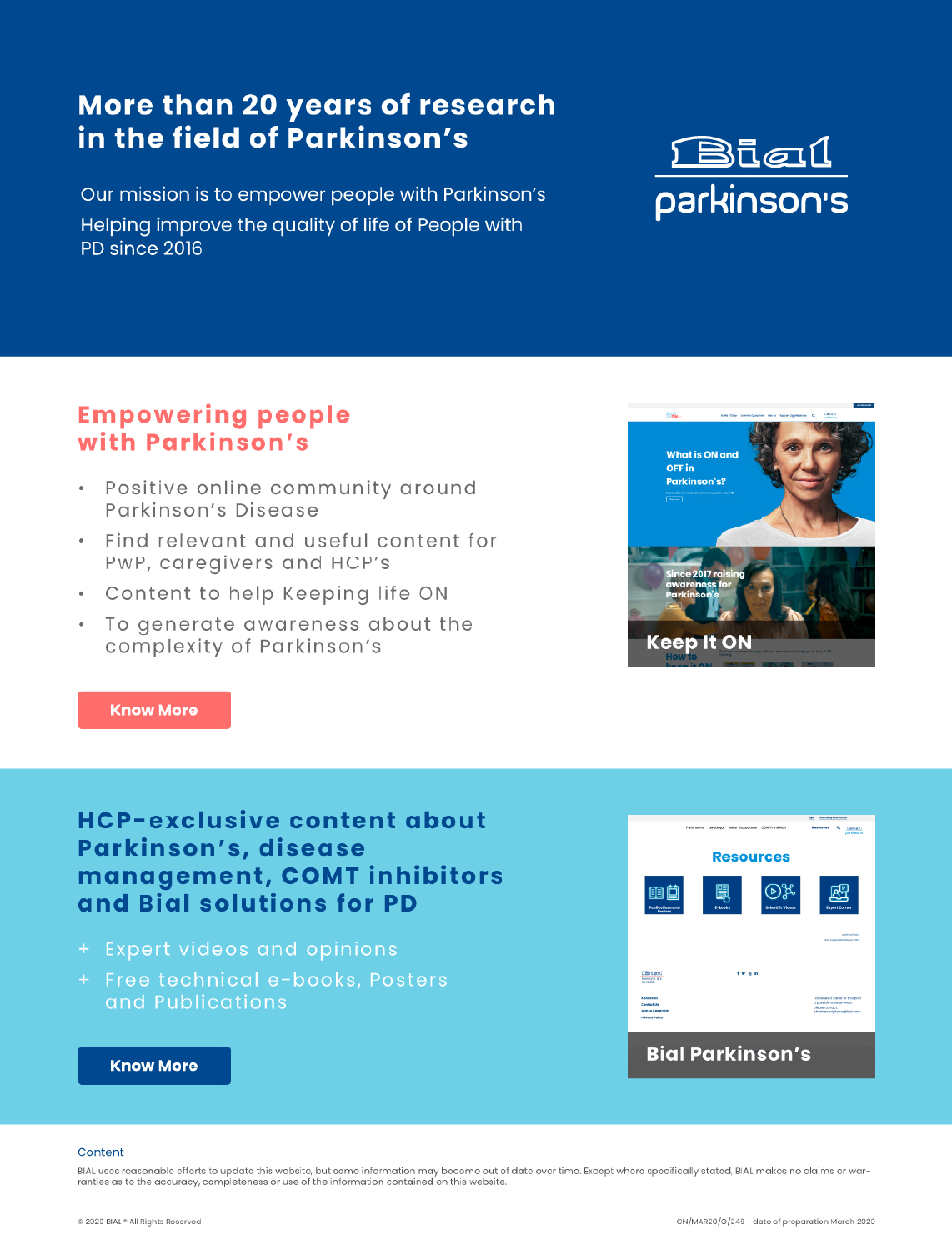# More than 20 years of research in the field of Parkinson's

Our mission is to empower people with Parkinson's

Helping improve the quality of life of People with PD since 2016

Bial parkinson's

## Empowering people with Parkinson's

- Positive online community around Parkinson's Disease
- Find relevant and useful content for PwP, caregivers and HCP's
- Content to help Keeping life ON
- To generate awareness about the complexity of Parkinson's

Know More

Keep It ON

## HCP-exclusive content about Parkinson's, disease management, COMT inhibitors and Bial solutions for PD

+ Expert videos and opinions
+ Free technical e-books, Posters and Publications

Know More

Bial Parkinson's

Content

BIAL uses reasonable efforts to update this website, but some information may become out of date over time. Except where specifically stated, BIAL makes no claims or warranties as to the accuracy, completeness or use of the information contained on this website.

© 2020 BIAL ® All Rights Reserved

CN/MAR20/O/246 date of preparation March 2020